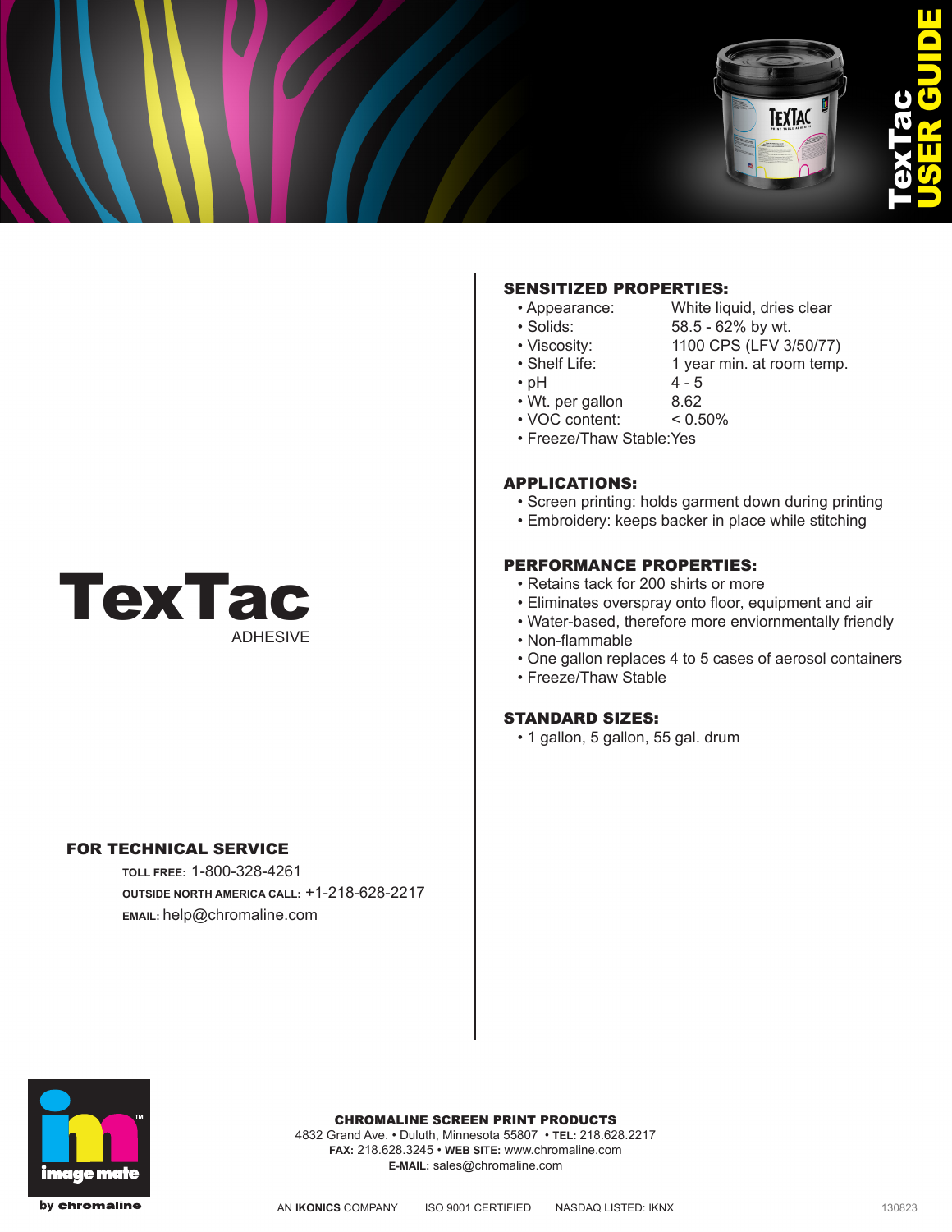# TexTac USER GUIDE

# TexTac

ADHESIVE

## SENSITIZED PROPERTIES:

| Property | Value |
|---|---|
| • Appearance: | White liquid, dries clear |
| • Solids: | 58.5 - 62% by wt. |
| • Viscosity: | 1100 CPS (LFV 3/50/77) |
| • Shelf Life: | 1 year min. at room temp. |
| • pH | 4 - 5 |
| • Wt. per gallon | 8.62 |
| • VOC content: | < 0.50% |
| • Freeze/Thaw Stable: | Yes |

## APPLICATIONS:

- Screen printing: holds garment down during printing
- Embroidery: keeps backer in place while stitching

## PERFORMANCE PROPERTIES:

- Retains tack for 200 shirts or more
- Eliminates overspray onto floor, equipment and air
- Water-based, therefore more enviornmentally friendly
- Non-flammable
- One gallon replaces 4 to 5 cases of aerosol containers
- Freeze/Thaw Stable

## STANDARD SIZES:

- 1 gallon, 5 gallon, 55 gal. drum

## FOR TECHNICAL SERVICE

**TOLL FREE:** 1-800-328-4261

**OUTSIDE NORTH AMERICA CALL:** +1-218-628-2217

**EMAIL:** help@chromaline.com

image mate by chromaline

**CHROMALINE SCREEN PRINT PRODUCTS**
4832 Grand Ave. • Duluth, Minnesota 55807 • **TEL:** 218.628.2217
**FAX:** 218.628.3245 • **WEB SITE:** www.chromaline.com
**E-MAIL:** sales@chromaline.com

AN **IKONICS** COMPANY    ISO 9001 CERTIFIED    NASDAQ LISTED: IKNX

130823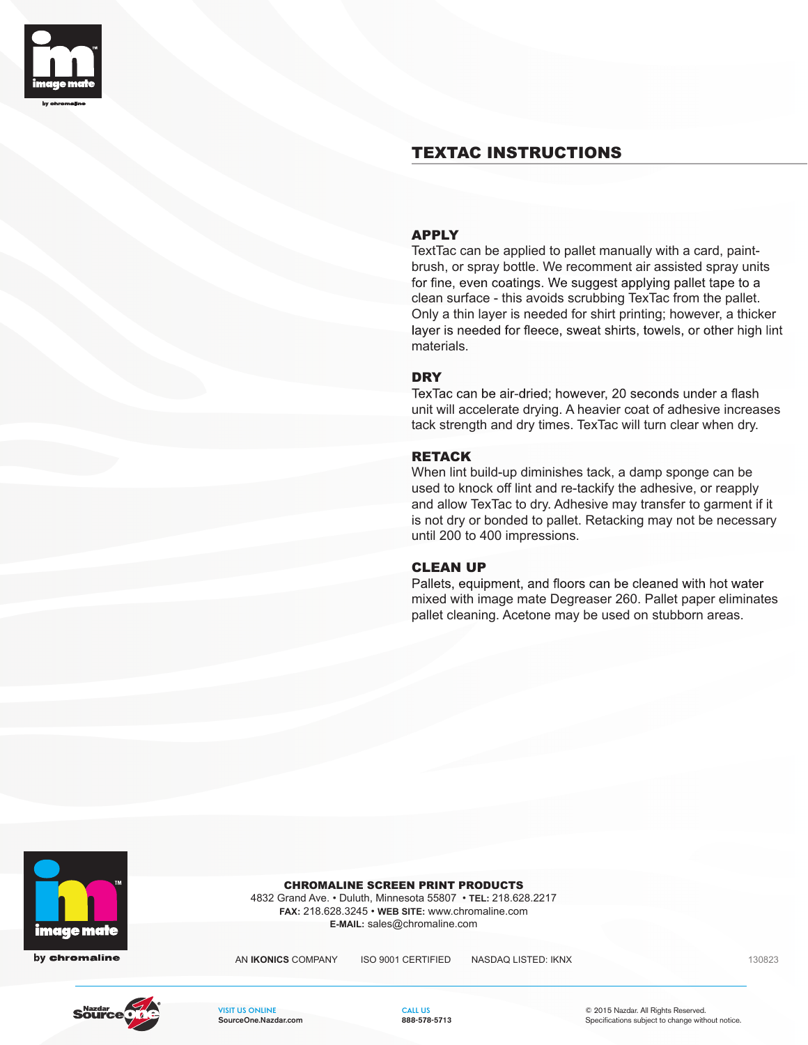## TEXTAC INSTRUCTIONS

### APPLY

TextTac can be applied to pallet manually with a card, paint-brush, or spray bottle. We recomment air assisted spray units for fine, even coatings. We suggest applying pallet tape to a clean surface - this avoids scrubbing TexTac from the pallet. Only a thin layer is needed for shirt printing; however, a thicker layer is needed for fleece, sweat shirts, towels, or other high lint materials.

### DRY

TexTac can be air-dried; however, 20 seconds under a flash unit will accelerate drying. A heavier coat of adhesive increases tack strength and dry times. TexTac will turn clear when dry.

### RETACK

When lint build-up diminishes tack, a damp sponge can be used to knock off lint and re-tackify the adhesive, or reapply and allow TexTac to dry. Adhesive may transfer to garment if it is not dry or bonded to pallet. Retacking may not be necessary until 200 to 400 impressions.

### CLEAN UP

Pallets, equipment, and floors can be cleaned with hot water mixed with image mate Degreaser 260. Pallet paper eliminates pallet cleaning. Acetone may be used on stubborn areas.

**CHROMALINE SCREEN PRINT PRODUCTS**
4832 Grand Ave. • Duluth, Minnesota 55807 • **TEL:** 218.628.2217
**FAX:** 218.628.3245 • **WEB SITE:** www.chromaline.com
**E-MAIL:** sales@chromaline.com

AN **IKONICS** COMPANY ISO 9001 CERTIFIED NASDAQ LISTED: IKNX

130823

VISIT US ONLINE
SourceOne.Nazdar.com

CALL US
888-578-5713

© 2015 Nazdar. All Rights Reserved.
Specifications subject to change without notice.